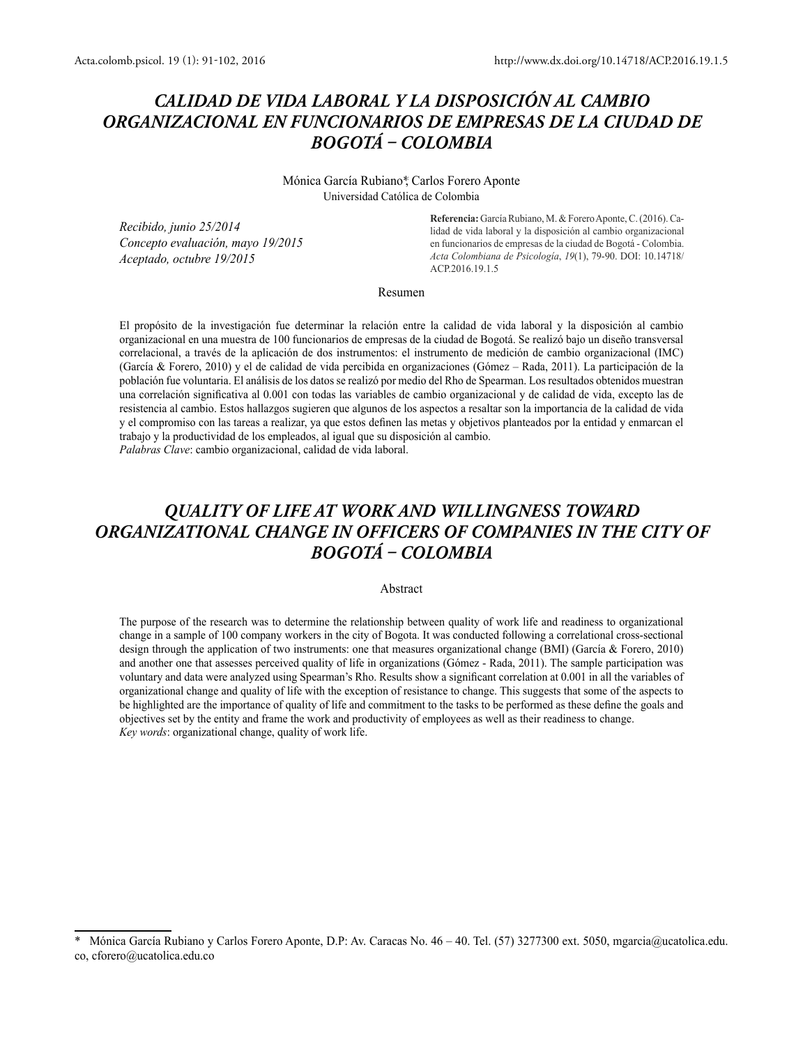# *CALIDAD DE VIDA LABORAL Y LA DISPOSICIÓN AL CAMBIO ORGANIZACIONAL EN FUNCIONARIOS DE EMPRESAS DE LA CIUDAD DE BOGOTÁ – COLOMBIA*

Mónica García Rubiano*, Carlos Forero Aponte
Universidad Católica de Colombia

*Recibido, junio 25/2014*
*Concepto evaluación, mayo 19/2015*
*Aceptado, octubre 19/2015*

**Referencia:** García Rubiano, M. & Forero Aponte, C. (2016). Calidad de vida laboral y la disposición al cambio organizacional en funcionarios de empresas de la ciudad de Bogotá - Colombia. *Acta Colombiana de Psicología*, *19*(1), 79-90. DOI: 10.14718/ACP.2016.19.1.5

## Resumen

El propósito de la investigación fue determinar la relación entre la calidad de vida laboral y la disposición al cambio organizacional en una muestra de 100 funcionarios de empresas de la ciudad de Bogotá. Se realizó bajo un diseño transversal correlacional, a través de la aplicación de dos instrumentos: el instrumento de medición de cambio organizacional (IMC) (García & Forero, 2010) y el de calidad de vida percibida en organizaciones (Gómez – Rada, 2011). La participación de la población fue voluntaria. El análisis de los datos se realizó por medio del Rho de Spearman. Los resultados obtenidos muestran una correlación significativa al 0.001 con todas las variables de cambio organizacional y de calidad de vida, excepto las de resistencia al cambio. Estos hallazgos sugieren que algunos de los aspectos a resaltar son la importancia de la calidad de vida y el compromiso con las tareas a realizar, ya que estos definen las metas y objetivos planteados por la entidad y enmarcan el trabajo y la productividad de los empleados, al igual que su disposición al cambio.
*Palabras Clave*: cambio organizacional, calidad de vida laboral.

# *QUALITY OF LIFE AT WORK AND WILLINGNESS TOWARD ORGANIZATIONAL CHANGE IN OFFICERS OF COMPANIES IN THE CITY OF BOGOTÁ – COLOMBIA*

## Abstract

The purpose of the research was to determine the relationship between quality of work life and readiness to organizational change in a sample of 100 company workers in the city of Bogota. It was conducted following a correlational cross-sectional design through the application of two instruments: one that measures organizational change (BMI) (García & Forero, 2010) and another one that assesses perceived quality of life in organizations (Gómez - Rada, 2011). The sample participation was voluntary and data were analyzed using Spearman's Rho. Results show a significant correlation at 0.001 in all the variables of organizational change and quality of life with the exception of resistance to change. This suggests that some of the aspects to be highlighted are the importance of quality of life and commitment to the tasks to be performed as these define the goals and objectives set by the entity and frame the work and productivity of employees as well as their readiness to change.
*Key words*: organizational change, quality of work life.

---

\* Mónica García Rubiano y Carlos Forero Aponte, D.P: Av. Caracas No. 46 – 40. Tel. (57) 3277300 ext. 5050, mgarcia@ucatolica.edu.co, cforero@ucatolica.edu.co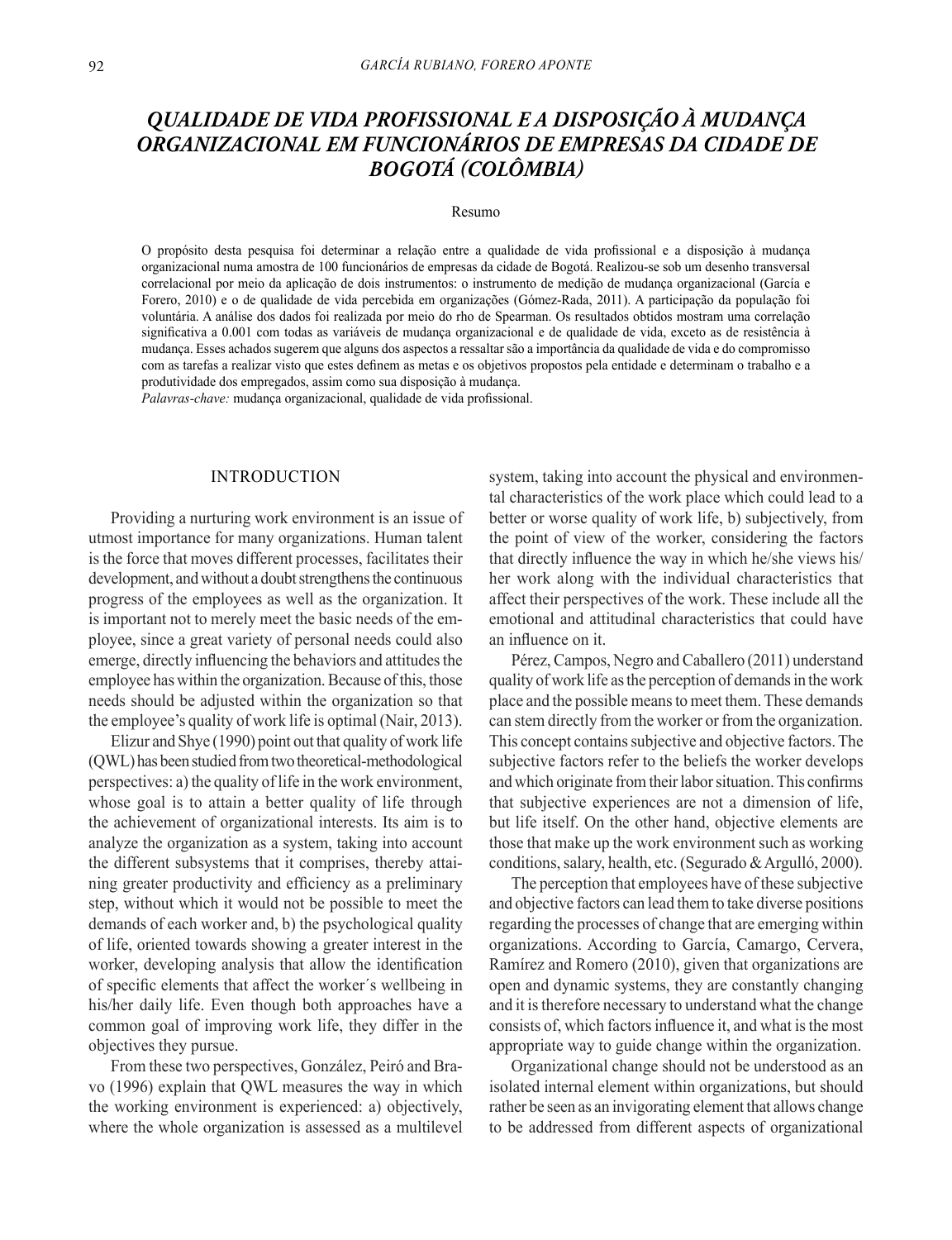# *QUALIDADE DE VIDA PROFISSIONAL E A DISPOSIÇÃO À MUDANÇA ORGANIZACIONAL EM FUNCIONÁRIOS DE EMPRESAS DA CIDADE DE BOGOTÁ (COLÔMBIA)*

Resumo

O propósito desta pesquisa foi determinar a relação entre a qualidade de vida profissional e a disposição à mudança organizacional numa amostra de 100 funcionários de empresas da cidade de Bogotá. Realizou-se sob um desenho transversal correlacional por meio da aplicação de dois instrumentos: o instrumento de medição de mudança organizacional (García e Forero, 2010) e o de qualidade de vida percebida em organizações (Gómez-Rada, 2011). A participação da população foi voluntária. A análise dos dados foi realizada por meio do rho de Spearman. Os resultados obtidos mostram uma correlação significativa a 0.001 com todas as variáveis de mudança organizacional e de qualidade de vida, exceto as de resistência à mudança. Esses achados sugerem que alguns dos aspectos a ressaltar são a importância da qualidade de vida e do compromisso com as tarefas a realizar visto que estes definem as metas e os objetivos propostos pela entidade e determinam o trabalho e a produtividade dos empregados, assim como sua disposição à mudança.

*Palavras-chave:* mudança organizacional, qualidade de vida profissional.

## INTRODUCTION

Providing a nurturing work environment is an issue of utmost importance for many organizations. Human talent is the force that moves different processes, facilitates their development, and without a doubt strengthens the continuous progress of the employees as well as the organization. It is important not to merely meet the basic needs of the employee, since a great variety of personal needs could also emerge, directly influencing the behaviors and attitudes the employee has within the organization. Because of this, those needs should be adjusted within the organization so that the employee's quality of work life is optimal (Nair, 2013).

Elizur and Shye (1990) point out that quality of work life (QWL) has been studied from two theoretical-methodological perspectives: a) the quality of life in the work environment, whose goal is to attain a better quality of life through the achievement of organizational interests. Its aim is to analyze the organization as a system, taking into account the different subsystems that it comprises, thereby attaining greater productivity and efficiency as a preliminary step, without which it would not be possible to meet the demands of each worker and, b) the psychological quality of life, oriented towards showing a greater interest in the worker, developing analysis that allow the identification of specific elements that affect the worker´s wellbeing in his/her daily life. Even though both approaches have a common goal of improving work life, they differ in the objectives they pursue.

From these two perspectives, González, Peiró and Bravo (1996) explain that QWL measures the way in which the working environment is experienced: a) objectively, where the whole organization is assessed as a multilevel system, taking into account the physical and environmental characteristics of the work place which could lead to a better or worse quality of work life, b) subjectively, from the point of view of the worker, considering the factors that directly influence the way in which he/she views his/her work along with the individual characteristics that affect their perspectives of the work. These include all the emotional and attitudinal characteristics that could have an influence on it.

Pérez, Campos, Negro and Caballero (2011) understand quality of work life as the perception of demands in the work place and the possible means to meet them. These demands can stem directly from the worker or from the organization. This concept contains subjective and objective factors. The subjective factors refer to the beliefs the worker develops and which originate from their labor situation. This confirms that subjective experiences are not a dimension of life, but life itself. On the other hand, objective elements are those that make up the work environment such as working conditions, salary, health, etc. (Segurado & Argulló, 2000).

The perception that employees have of these subjective and objective factors can lead them to take diverse positions regarding the processes of change that are emerging within organizations. According to García, Camargo, Cervera, Ramírez and Romero (2010), given that organizations are open and dynamic systems, they are constantly changing and it is therefore necessary to understand what the change consists of, which factors influence it, and what is the most appropriate way to guide change within the organization.

Organizational change should not be understood as an isolated internal element within organizations, but should rather be seen as an invigorating element that allows change to be addressed from different aspects of organizational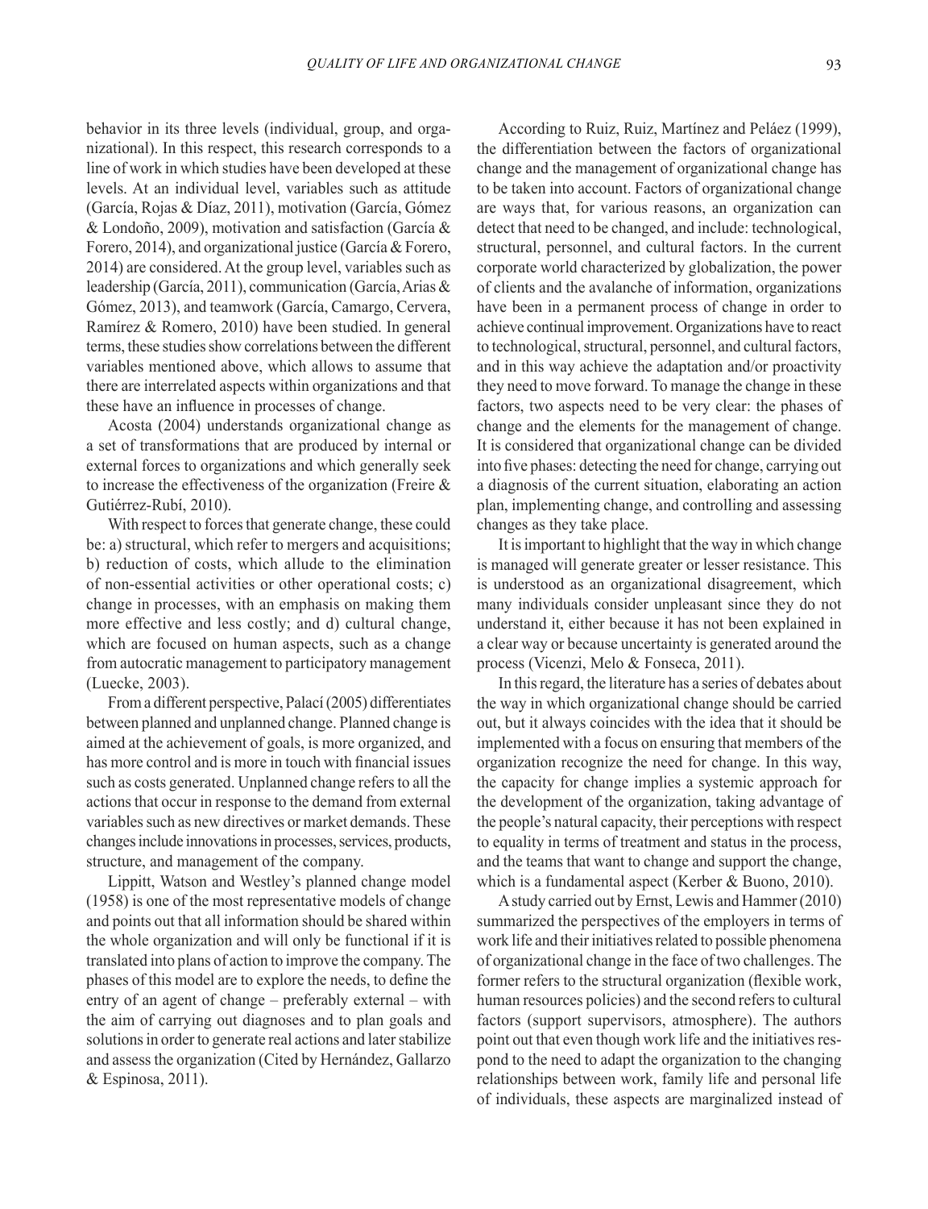behavior in its three levels (individual, group, and organizational). In this respect, this research corresponds to a line of work in which studies have been developed at these levels. At an individual level, variables such as attitude (García, Rojas & Díaz, 2011), motivation (García, Gómez & Londoño, 2009), motivation and satisfaction (García & Forero, 2014), and organizational justice (García & Forero, 2014) are considered. At the group level, variables such as leadership (García, 2011), communication (García, Arias & Gómez, 2013), and teamwork (García, Camargo, Cervera, Ramírez & Romero, 2010) have been studied. In general terms, these studies show correlations between the different variables mentioned above, which allows to assume that there are interrelated aspects within organizations and that these have an influence in processes of change.

Acosta (2004) understands organizational change as a set of transformations that are produced by internal or external forces to organizations and which generally seek to increase the effectiveness of the organization (Freire & Gutiérrez-Rubí, 2010).

With respect to forces that generate change, these could be: a) structural, which refer to mergers and acquisitions; b) reduction of costs, which allude to the elimination of non-essential activities or other operational costs; c) change in processes, with an emphasis on making them more effective and less costly; and d) cultural change, which are focused on human aspects, such as a change from autocratic management to participatory management (Luecke, 2003).

From a different perspective, Palací (2005) differentiates between planned and unplanned change. Planned change is aimed at the achievement of goals, is more organized, and has more control and is more in touch with financial issues such as costs generated. Unplanned change refers to all the actions that occur in response to the demand from external variables such as new directives or market demands. These changes include innovations in processes, services, products, structure, and management of the company.

Lippitt, Watson and Westley's planned change model (1958) is one of the most representative models of change and points out that all information should be shared within the whole organization and will only be functional if it is translated into plans of action to improve the company. The phases of this model are to explore the needs, to define the entry of an agent of change – preferably external – with the aim of carrying out diagnoses and to plan goals and solutions in order to generate real actions and later stabilize and assess the organization (Cited by Hernández, Gallarzo & Espinosa, 2011).

According to Ruiz, Ruiz, Martínez and Peláez (1999), the differentiation between the factors of organizational change and the management of organizational change has to be taken into account. Factors of organizational change are ways that, for various reasons, an organization can detect that need to be changed, and include: technological, structural, personnel, and cultural factors. In the current corporate world characterized by globalization, the power of clients and the avalanche of information, organizations have been in a permanent process of change in order to achieve continual improvement. Organizations have to react to technological, structural, personnel, and cultural factors, and in this way achieve the adaptation and/or proactivity they need to move forward. To manage the change in these factors, two aspects need to be very clear: the phases of change and the elements for the management of change. It is considered that organizational change can be divided into five phases: detecting the need for change, carrying out a diagnosis of the current situation, elaborating an action plan, implementing change, and controlling and assessing changes as they take place.

It is important to highlight that the way in which change is managed will generate greater or lesser resistance. This is understood as an organizational disagreement, which many individuals consider unpleasant since they do not understand it, either because it has not been explained in a clear way or because uncertainty is generated around the process (Vicenzi, Melo & Fonseca, 2011).

In this regard, the literature has a series of debates about the way in which organizational change should be carried out, but it always coincides with the idea that it should be implemented with a focus on ensuring that members of the organization recognize the need for change. In this way, the capacity for change implies a systemic approach for the development of the organization, taking advantage of the people's natural capacity, their perceptions with respect to equality in terms of treatment and status in the process, and the teams that want to change and support the change, which is a fundamental aspect (Kerber & Buono, 2010).

A study carried out by Ernst, Lewis and Hammer (2010) summarized the perspectives of the employers in terms of work life and their initiatives related to possible phenomena of organizational change in the face of two challenges. The former refers to the structural organization (flexible work, human resources policies) and the second refers to cultural factors (support supervisors, atmosphere). The authors point out that even though work life and the initiatives respond to the need to adapt the organization to the changing relationships between work, family life and personal life of individuals, these aspects are marginalized instead of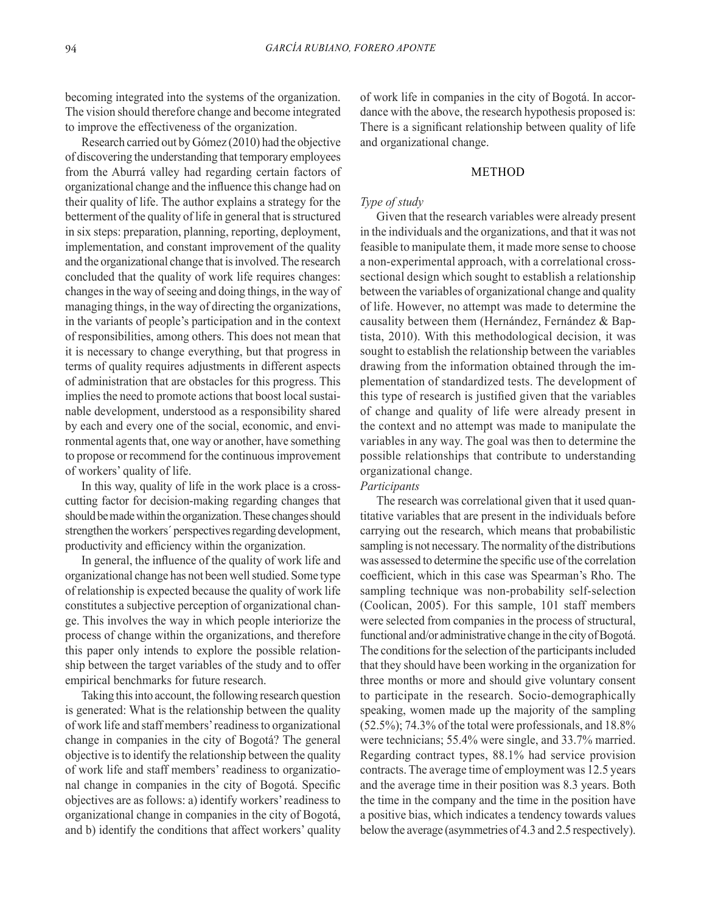becoming integrated into the systems of the organization. The vision should therefore change and become integrated to improve the effectiveness of the organization.

Research carried out by Gómez (2010) had the objective of discovering the understanding that temporary employees from the Aburrá valley had regarding certain factors of organizational change and the influence this change had on their quality of life. The author explains a strategy for the betterment of the quality of life in general that is structured in six steps: preparation, planning, reporting, deployment, implementation, and constant improvement of the quality and the organizational change that is involved. The research concluded that the quality of work life requires changes: changes in the way of seeing and doing things, in the way of managing things, in the way of directing the organizations, in the variants of people's participation and in the context of responsibilities, among others. This does not mean that it is necessary to change everything, but that progress in terms of quality requires adjustments in different aspects of administration that are obstacles for this progress. This implies the need to promote actions that boost local sustainable development, understood as a responsibility shared by each and every one of the social, economic, and environmental agents that, one way or another, have something to propose or recommend for the continuous improvement of workers' quality of life.

In this way, quality of life in the work place is a cross-cutting factor for decision-making regarding changes that should be made within the organization. These changes should strengthen the workers´ perspectives regarding development, productivity and efficiency within the organization.

In general, the influence of the quality of work life and organizational change has not been well studied. Some type of relationship is expected because the quality of work life constitutes a subjective perception of organizational change. This involves the way in which people interiorize the process of change within the organizations, and therefore this paper only intends to explore the possible relationship between the target variables of the study and to offer empirical benchmarks for future research.

Taking this into account, the following research question is generated: What is the relationship between the quality of work life and staff members' readiness to organizational change in companies in the city of Bogotá? The general objective is to identify the relationship between the quality of work life and staff members' readiness to organizational change in companies in the city of Bogotá. Specific objectives are as follows: a) identify workers' readiness to organizational change in companies in the city of Bogotá, and b) identify the conditions that affect workers' quality of work life in companies in the city of Bogotá. In accordance with the above, the research hypothesis proposed is: There is a significant relationship between quality of life and organizational change.

## METHOD

*Type of study*

Given that the research variables were already present in the individuals and the organizations, and that it was not feasible to manipulate them, it made more sense to choose a non-experimental approach, with a correlational cross-sectional design which sought to establish a relationship between the variables of organizational change and quality of life. However, no attempt was made to determine the causality between them (Hernández, Fernández & Baptista, 2010). With this methodological decision, it was sought to establish the relationship between the variables drawing from the information obtained through the implementation of standardized tests. The development of this type of research is justified given that the variables of change and quality of life were already present in the context and no attempt was made to manipulate the variables in any way. The goal was then to determine the possible relationships that contribute to understanding organizational change.

*Participants*

The research was correlational given that it used quantitative variables that are present in the individuals before carrying out the research, which means that probabilistic sampling is not necessary. The normality of the distributions was assessed to determine the specific use of the correlation coefficient, which in this case was Spearman's Rho. The sampling technique was non-probability self-selection (Coolican, 2005). For this sample, 101 staff members were selected from companies in the process of structural, functional and/or administrative change in the city of Bogotá. The conditions for the selection of the participants included that they should have been working in the organization for three months or more and should give voluntary consent to participate in the research. Socio-demographically speaking, women made up the majority of the sampling (52.5%); 74.3% of the total were professionals, and 18.8% were technicians; 55.4% were single, and 33.7% married. Regarding contract types, 88.1% had service provision contracts. The average time of employment was 12.5 years and the average time in their position was 8.3 years. Both the time in the company and the time in the position have a positive bias, which indicates a tendency towards values below the average (asymmetries of 4.3 and 2.5 respectively).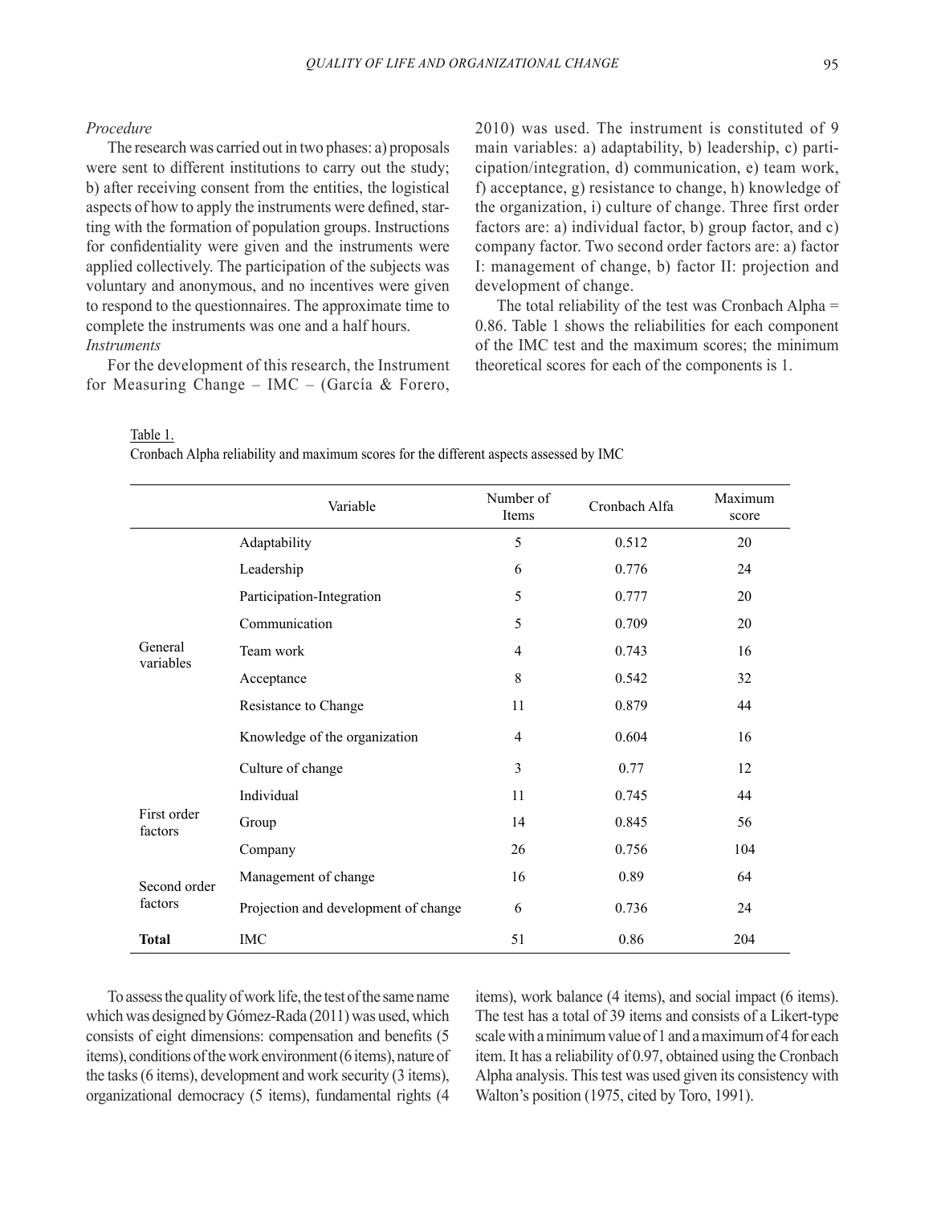*Procedure*

The research was carried out in two phases: a) proposals were sent to different institutions to carry out the study; b) after receiving consent from the entities, the logistical aspects of how to apply the instruments were defined, starting with the formation of population groups. Instructions for confidentiality were given and the instruments were applied collectively. The participation of the subjects was voluntary and anonymous, and no incentives were given to respond to the questionnaires. The approximate time to complete the instruments was one and a half hours.

*Instruments*

For the development of this research, the Instrument for Measuring Change – IMC – (García & Forero, 2010) was used. The instrument is constituted of 9 main variables: a) adaptability, b) leadership, c) participation/integration, d) communication, e) team work, f) acceptance, g) resistance to change, h) knowledge of the organization, i) culture of change. Three first order factors are: a) individual factor, b) group factor, and c) company factor. Two second order factors are: a) factor I: management of change, b) factor II: projection and development of change.

The total reliability of the test was Cronbach Alpha = 0.86. Table 1 shows the reliabilities for each component of the IMC test and the maximum scores; the minimum theoretical scores for each of the components is 1.

Table 1.
Cronbach Alpha reliability and maximum scores for the different aspects assessed by IMC

| | Variable | Number of Items | Cronbach Alfa | Maximum score |
|---|---|---|---|---|
| General variables | Adaptability | 5 | 0.512 | 20 |
| | Leadership | 6 | 0.776 | 24 |
| | Participation-Integration | 5 | 0.777 | 20 |
| | Communication | 5 | 0.709 | 20 |
| | Team work | 4 | 0.743 | 16 |
| | Acceptance | 8 | 0.542 | 32 |
| | Resistance to Change | 11 | 0.879 | 44 |
| | Knowledge of the organization | 4 | 0.604 | 16 |
| | Culture of change | 3 | 0.77 | 12 |
| First order factors | Individual | 11 | 0.745 | 44 |
| | Group | 14 | 0.845 | 56 |
| | Company | 26 | 0.756 | 104 |
| Second order factors | Management of change | 16 | 0.89 | 64 |
| | Projection and development of change | 6 | 0.736 | 24 |
| **Total** | IMC | 51 | 0.86 | 204 |

To assess the quality of work life, the test of the same name which was designed by Gómez-Rada (2011) was used, which consists of eight dimensions: compensation and benefits (5 items), conditions of the work environment (6 items), nature of the tasks (6 items), development and work security (3 items), organizational democracy (5 items), fundamental rights (4 items), work balance (4 items), and social impact (6 items). The test has a total of 39 items and consists of a Likert-type scale with a minimum value of 1 and a maximum of 4 for each item. It has a reliability of 0.97, obtained using the Cronbach Alpha analysis. This test was used given its consistency with Walton's position (1975, cited by Toro, 1991).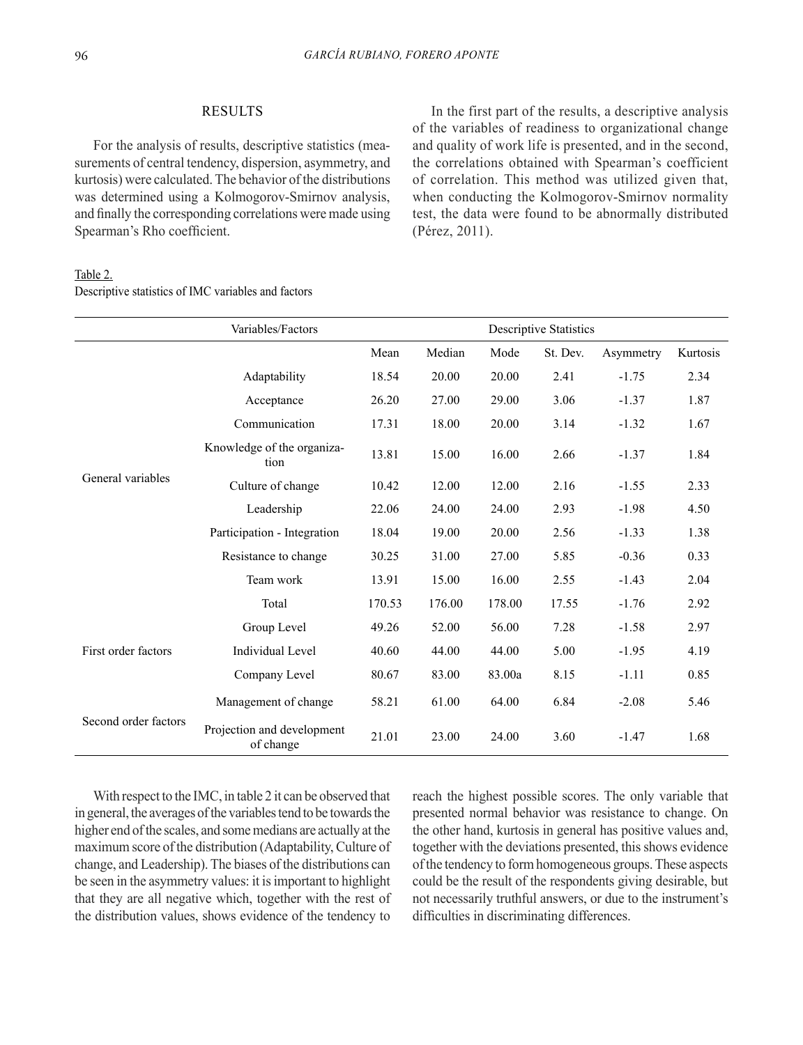## RESULTS

For the analysis of results, descriptive statistics (measurements of central tendency, dispersion, asymmetry, and kurtosis) were calculated. The behavior of the distributions was determined using a Kolmogorov-Smirnov analysis, and finally the corresponding correlations were made using Spearman's Rho coefficient.

In the first part of the results, a descriptive analysis of the variables of readiness to organizational change and quality of work life is presented, and in the second, the correlations obtained with Spearman's coefficient of correlation. This method was utilized given that, when conducting the Kolmogorov-Smirnov normality test, the data were found to be abnormally distributed (Pérez, 2011).

Table 2.
Descriptive statistics of IMC variables and factors

| Variables/Factors | | Descriptive Statistics | | | | | |
|---|---|---|---|---|---|---|---|
| | | Mean | Median | Mode | St. Dev. | Asymmetry | Kurtosis |
| General variables | Adaptability | 18.54 | 20.00 | 20.00 | 2.41 | -1.75 | 2.34 |
| | Acceptance | 26.20 | 27.00 | 29.00 | 3.06 | -1.37 | 1.87 |
| | Communication | 17.31 | 18.00 | 20.00 | 3.14 | -1.32 | 1.67 |
| | Knowledge of the organization | 13.81 | 15.00 | 16.00 | 2.66 | -1.37 | 1.84 |
| | Culture of change | 10.42 | 12.00 | 12.00 | 2.16 | -1.55 | 2.33 |
| | Leadership | 22.06 | 24.00 | 24.00 | 2.93 | -1.98 | 4.50 |
| | Participation - Integration | 18.04 | 19.00 | 20.00 | 2.56 | -1.33 | 1.38 |
| | Resistance to change | 30.25 | 31.00 | 27.00 | 5.85 | -0.36 | 0.33 |
| | Team work | 13.91 | 15.00 | 16.00 | 2.55 | -1.43 | 2.04 |
| | Total | 170.53 | 176.00 | 178.00 | 17.55 | -1.76 | 2.92 |
| First order factors | Group Level | 49.26 | 52.00 | 56.00 | 7.28 | -1.58 | 2.97 |
| | Individual Level | 40.60 | 44.00 | 44.00 | 5.00 | -1.95 | 4.19 |
| | Company Level | 80.67 | 83.00 | 83.00a | 8.15 | -1.11 | 0.85 |
| Second order factors | Management of change | 58.21 | 61.00 | 64.00 | 6.84 | -2.08 | 5.46 |
| | Projection and development of change | 21.01 | 23.00 | 24.00 | 3.60 | -1.47 | 1.68 |

With respect to the IMC, in table 2 it can be observed that in general, the averages of the variables tend to be towards the higher end of the scales, and some medians are actually at the maximum score of the distribution (Adaptability, Culture of change, and Leadership). The biases of the distributions can be seen in the asymmetry values: it is important to highlight that they are all negative which, together with the rest of the distribution values, shows evidence of the tendency to reach the highest possible scores. The only variable that presented normal behavior was resistance to change. On the other hand, kurtosis in general has positive values and, together with the deviations presented, this shows evidence of the tendency to form homogeneous groups. These aspects could be the result of the respondents giving desirable, but not necessarily truthful answers, or due to the instrument's difficulties in discriminating differences.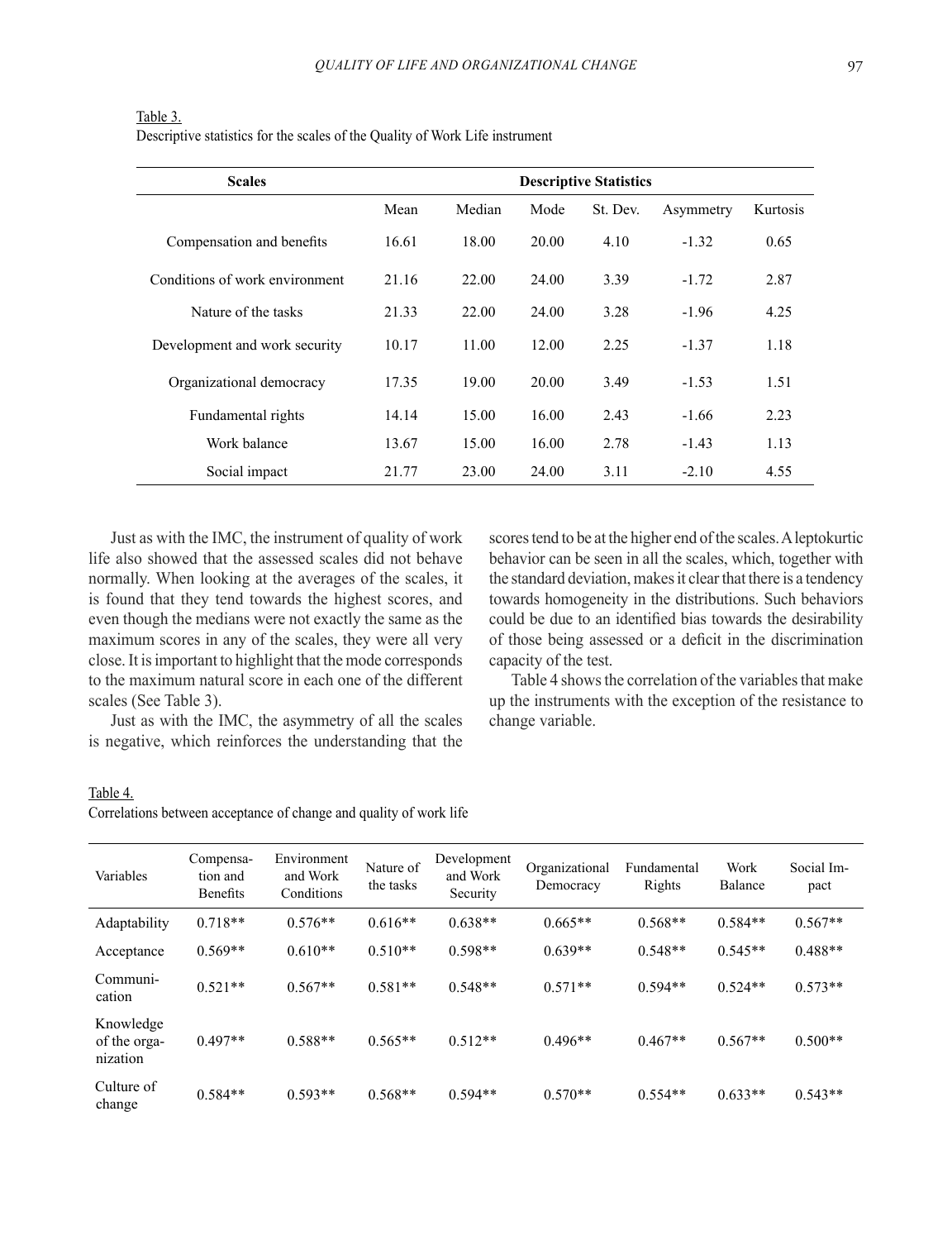Table 3.
Descriptive statistics for the scales of the Quality of Work Life instrument

| Scales | Descriptive Statistics | | | | | |
|---|---|---|---|---|---|---|
| | Mean | Median | Mode | St. Dev. | Asymmetry | Kurtosis |
| Compensation and benefits | 16.61 | 18.00 | 20.00 | 4.10 | -1.32 | 0.65 |
| Conditions of work environment | 21.16 | 22.00 | 24.00 | 3.39 | -1.72 | 2.87 |
| Nature of the tasks | 21.33 | 22.00 | 24.00 | 3.28 | -1.96 | 4.25 |
| Development and work security | 10.17 | 11.00 | 12.00 | 2.25 | -1.37 | 1.18 |
| Organizational democracy | 17.35 | 19.00 | 20.00 | 3.49 | -1.53 | 1.51 |
| Fundamental rights | 14.14 | 15.00 | 16.00 | 2.43 | -1.66 | 2.23 |
| Work balance | 13.67 | 15.00 | 16.00 | 2.78 | -1.43 | 1.13 |
| Social impact | 21.77 | 23.00 | 24.00 | 3.11 | -2.10 | 4.55 |

Just as with the IMC, the instrument of quality of work life also showed that the assessed scales did not behave normally. When looking at the averages of the scales, it is found that they tend towards the highest scores, and even though the medians were not exactly the same as the maximum scores in any of the scales, they were all very close. It is important to highlight that the mode corresponds to the maximum natural score in each one of the different scales (See Table 3).

Just as with the IMC, the asymmetry of all the scales is negative, which reinforces the understanding that the scores tend to be at the higher end of the scales. A leptokurtic behavior can be seen in all the scales, which, together with the standard deviation, makes it clear that there is a tendency towards homogeneity in the distributions. Such behaviors could be due to an identified bias towards the desirability of those being assessed or a deficit in the discrimination capacity of the test.

Table 4 shows the correlation of the variables that make up the instruments with the exception of the resistance to change variable.

Table 4.
Correlations between acceptance of change and quality of work life

| Variables | Compensation and Benefits | Environment and Work Conditions | Nature of the tasks | Development and Work Security | Organizational Democracy | Fundamental Rights | Work Balance | Social Impact |
|---|---|---|---|---|---|---|---|---|
| Adaptability | 0.718** | 0.576** | 0.616** | 0.638** | 0.665** | 0.568** | 0.584** | 0.567** |
| Acceptance | 0.569** | 0.610** | 0.510** | 0.598** | 0.639** | 0.548** | 0.545** | 0.488** |
| Communication | 0.521** | 0.567** | 0.581** | 0.548** | 0.571** | 0.594** | 0.524** | 0.573** |
| Knowledge of the organization | 0.497** | 0.588** | 0.565** | 0.512** | 0.496** | 0.467** | 0.567** | 0.500** |
| Culture of change | 0.584** | 0.593** | 0.568** | 0.594** | 0.570** | 0.554** | 0.633** | 0.543** |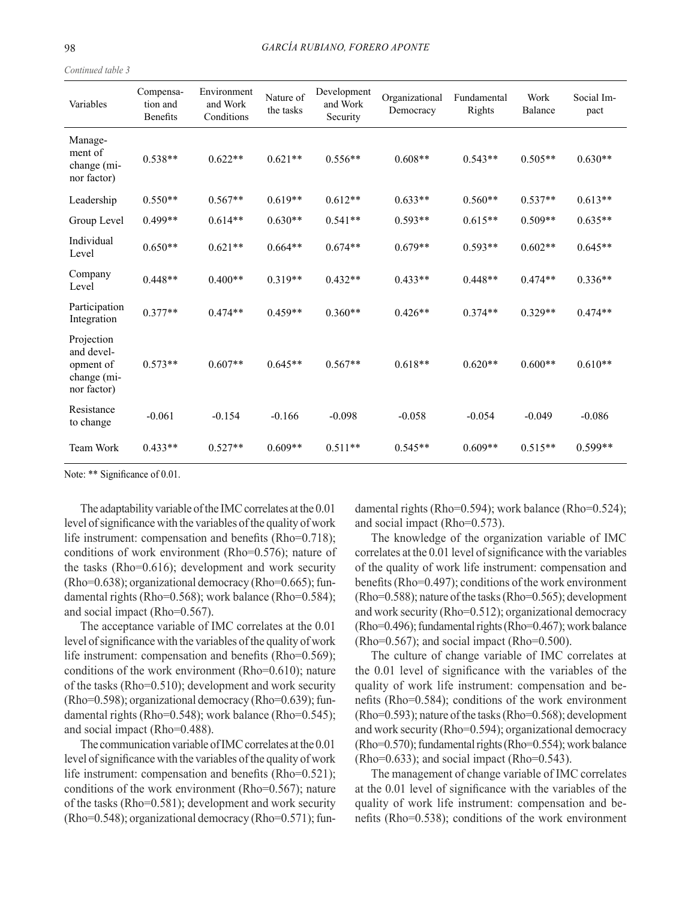*Continued table 3*

| Variables | Compensation and Benefits | Environment and Work Conditions | Nature of the tasks | Development and Work Security | Organizational Democracy | Fundamental Rights | Work Balance | Social Impact |
|---|---|---|---|---|---|---|---|---|
| Management of change (minor factor) | 0.538** | 0.622** | 0.621** | 0.556** | 0.608** | 0.543** | 0.505** | 0.630** |
| Leadership | 0.550** | 0.567** | 0.619** | 0.612** | 0.633** | 0.560** | 0.537** | 0.613** |
| Group Level | 0.499** | 0.614** | 0.630** | 0.541** | 0.593** | 0.615** | 0.509** | 0.635** |
| Individual Level | 0.650** | 0.621** | 0.664** | 0.674** | 0.679** | 0.593** | 0.602** | 0.645** |
| Company Level | 0.448** | 0.400** | 0.319** | 0.432** | 0.433** | 0.448** | 0.474** | 0.336** |
| Participation Integration | 0.377** | 0.474** | 0.459** | 0.360** | 0.426** | 0.374** | 0.329** | 0.474** |
| Projection and development of change (minor factor) | 0.573** | 0.607** | 0.645** | 0.567** | 0.618** | 0.620** | 0.600** | 0.610** |
| Resistance to change | -0.061 | -0.154 | -0.166 | -0.098 | -0.058 | -0.054 | -0.049 | -0.086 |
| Team Work | 0.433** | 0.527** | 0.609** | 0.511** | 0.545** | 0.609** | 0.515** | 0.599** |

Note: ** Significance of 0.01.

The adaptability variable of the IMC correlates at the 0.01 level of significance with the variables of the quality of work life instrument: compensation and benefits (Rho=0.718); conditions of work environment (Rho=0.576); nature of the tasks (Rho=0.616); development and work security (Rho=0.638); organizational democracy (Rho=0.665); fundamental rights (Rho=0.568); work balance (Rho=0.584); and social impact (Rho=0.567).

The acceptance variable of IMC correlates at the 0.01 level of significance with the variables of the quality of work life instrument: compensation and benefits (Rho=0.569); conditions of the work environment (Rho=0.610); nature of the tasks (Rho=0.510); development and work security (Rho=0.598); organizational democracy (Rho=0.639); fundamental rights (Rho=0.548); work balance (Rho=0.545); and social impact (Rho=0.488).

The communication variable of IMC correlates at the 0.01 level of significance with the variables of the quality of work life instrument: compensation and benefits (Rho=0.521); conditions of the work environment (Rho=0.567); nature of the tasks (Rho=0.581); development and work security (Rho=0.548); organizational democracy (Rho=0.571); fundamental rights (Rho=0.594); work balance (Rho=0.524); and social impact (Rho=0.573).

The knowledge of the organization variable of IMC correlates at the 0.01 level of significance with the variables of the quality of work life instrument: compensation and benefits (Rho=0.497); conditions of the work environment (Rho=0.588); nature of the tasks (Rho=0.565); development and work security (Rho=0.512); organizational democracy (Rho=0.496); fundamental rights (Rho=0.467); work balance (Rho=0.567); and social impact (Rho=0.500).

The culture of change variable of IMC correlates at the 0.01 level of significance with the variables of the quality of work life instrument: compensation and benefits (Rho=0.584); conditions of the work environment (Rho=0.593); nature of the tasks (Rho=0.568); development and work security (Rho=0.594); organizational democracy (Rho=0.570); fundamental rights (Rho=0.554); work balance (Rho=0.633); and social impact (Rho=0.543).

The management of change variable of IMC correlates at the 0.01 level of significance with the variables of the quality of work life instrument: compensation and benefits (Rho=0.538); conditions of the work environment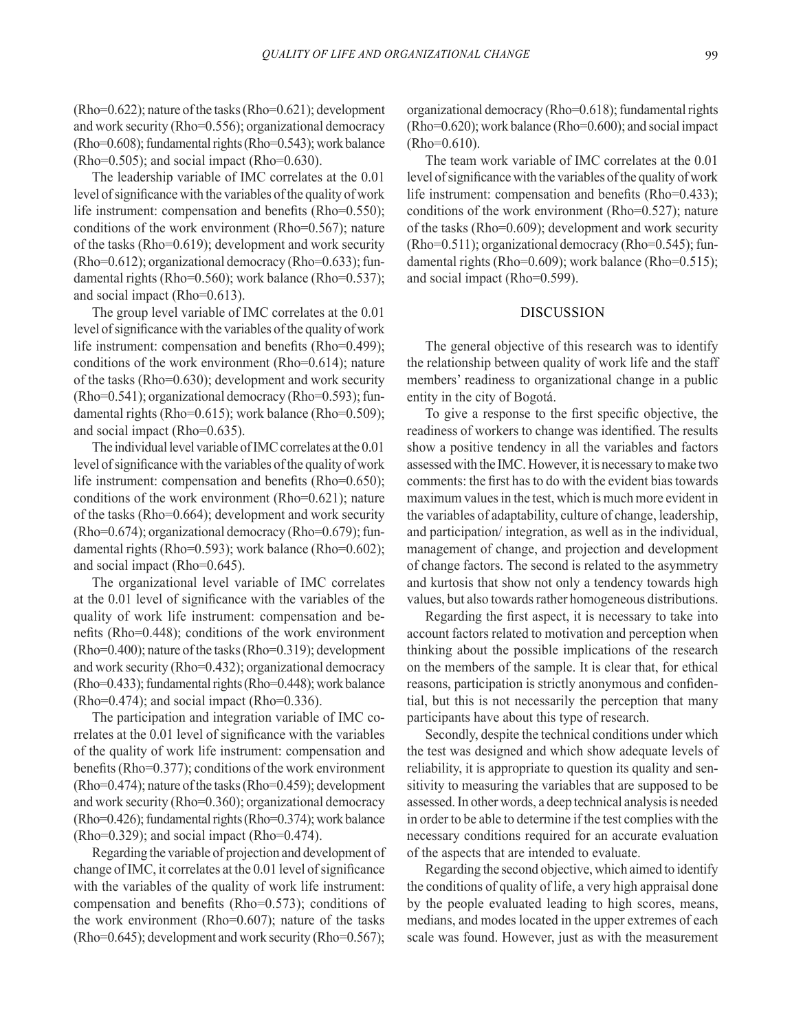(Rho=0.622); nature of the tasks (Rho=0.621); development and work security (Rho=0.556); organizational democracy (Rho=0.608); fundamental rights (Rho=0.543); work balance (Rho=0.505); and social impact (Rho=0.630).

The leadership variable of IMC correlates at the 0.01 level of significance with the variables of the quality of work life instrument: compensation and benefits (Rho=0.550); conditions of the work environment (Rho=0.567); nature of the tasks (Rho=0.619); development and work security (Rho=0.612); organizational democracy (Rho=0.633); fundamental rights (Rho=0.560); work balance (Rho=0.537); and social impact (Rho=0.613).

The group level variable of IMC correlates at the 0.01 level of significance with the variables of the quality of work life instrument: compensation and benefits (Rho=0.499); conditions of the work environment (Rho=0.614); nature of the tasks (Rho=0.630); development and work security (Rho=0.541); organizational democracy (Rho=0.593); fundamental rights (Rho=0.615); work balance (Rho=0.509); and social impact (Rho=0.635).

The individual level variable of IMC correlates at the 0.01 level of significance with the variables of the quality of work life instrument: compensation and benefits (Rho=0.650); conditions of the work environment (Rho=0.621); nature of the tasks (Rho=0.664); development and work security (Rho=0.674); organizational democracy (Rho=0.679); fundamental rights (Rho=0.593); work balance (Rho=0.602); and social impact (Rho=0.645).

The organizational level variable of IMC correlates at the 0.01 level of significance with the variables of the quality of work life instrument: compensation and benefits (Rho=0.448); conditions of the work environment (Rho=0.400); nature of the tasks (Rho=0.319); development and work security (Rho=0.432); organizational democracy (Rho=0.433); fundamental rights (Rho=0.448); work balance (Rho=0.474); and social impact (Rho=0.336).

The participation and integration variable of IMC correlates at the 0.01 level of significance with the variables of the quality of work life instrument: compensation and benefits (Rho=0.377); conditions of the work environment (Rho=0.474); nature of the tasks (Rho=0.459); development and work security (Rho=0.360); organizational democracy (Rho=0.426); fundamental rights (Rho=0.374); work balance (Rho=0.329); and social impact (Rho=0.474).

Regarding the variable of projection and development of change of IMC, it correlates at the 0.01 level of significance with the variables of the quality of work life instrument: compensation and benefits (Rho=0.573); conditions of the work environment (Rho=0.607); nature of the tasks (Rho=0.645); development and work security (Rho=0.567); organizational democracy (Rho=0.618); fundamental rights (Rho=0.620); work balance (Rho=0.600); and social impact (Rho=0.610).

The team work variable of IMC correlates at the 0.01 level of significance with the variables of the quality of work life instrument: compensation and benefits (Rho=0.433); conditions of the work environment (Rho=0.527); nature of the tasks (Rho=0.609); development and work security (Rho=0.511); organizational democracy (Rho=0.545); fundamental rights (Rho=0.609); work balance (Rho=0.515); and social impact (Rho=0.599).

## DISCUSSION

The general objective of this research was to identify the relationship between quality of work life and the staff members' readiness to organizational change in a public entity in the city of Bogotá.

To give a response to the first specific objective, the readiness of workers to change was identified. The results show a positive tendency in all the variables and factors assessed with the IMC. However, it is necessary to make two comments: the first has to do with the evident bias towards maximum values in the test, which is much more evident in the variables of adaptability, culture of change, leadership, and participation/ integration, as well as in the individual, management of change, and projection and development of change factors. The second is related to the asymmetry and kurtosis that show not only a tendency towards high values, but also towards rather homogeneous distributions.

Regarding the first aspect, it is necessary to take into account factors related to motivation and perception when thinking about the possible implications of the research on the members of the sample. It is clear that, for ethical reasons, participation is strictly anonymous and confidential, but this is not necessarily the perception that many participants have about this type of research.

Secondly, despite the technical conditions under which the test was designed and which show adequate levels of reliability, it is appropriate to question its quality and sensitivity to measuring the variables that are supposed to be assessed. In other words, a deep technical analysis is needed in order to be able to determine if the test complies with the necessary conditions required for an accurate evaluation of the aspects that are intended to evaluate.

Regarding the second objective, which aimed to identify the conditions of quality of life, a very high appraisal done by the people evaluated leading to high scores, means, medians, and modes located in the upper extremes of each scale was found. However, just as with the measurement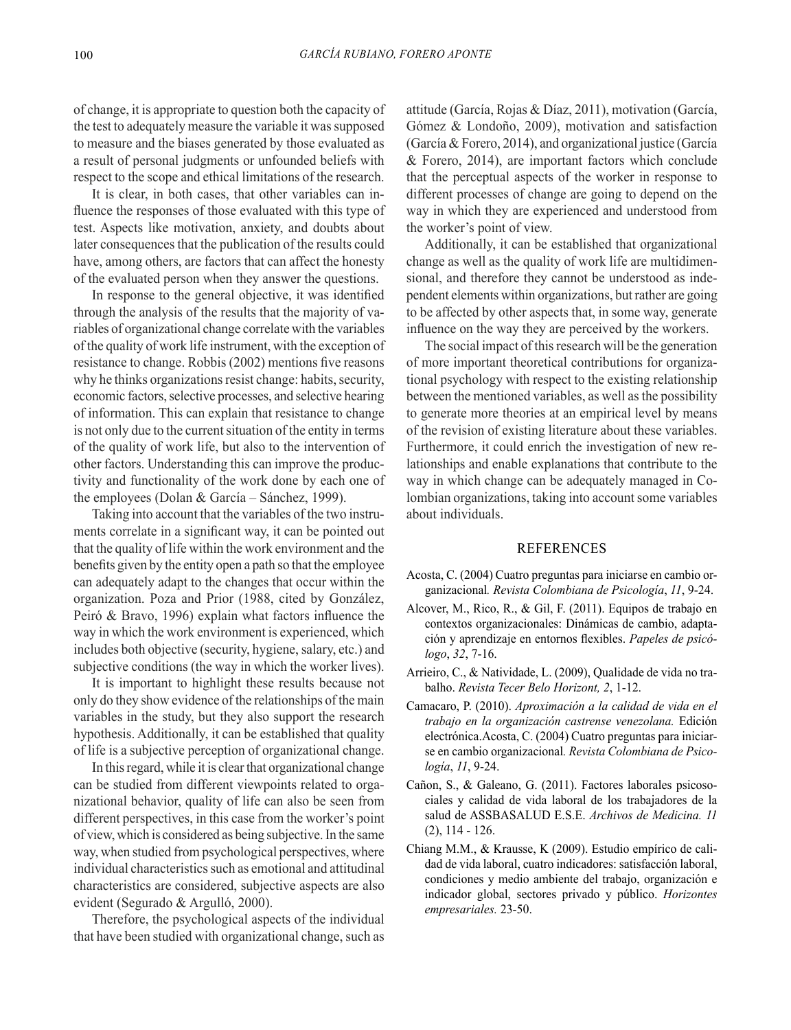of change, it is appropriate to question both the capacity of the test to adequately measure the variable it was supposed to measure and the biases generated by those evaluated as a result of personal judgments or unfounded beliefs with respect to the scope and ethical limitations of the research.

It is clear, in both cases, that other variables can influence the responses of those evaluated with this type of test. Aspects like motivation, anxiety, and doubts about later consequences that the publication of the results could have, among others, are factors that can affect the honesty of the evaluated person when they answer the questions.

In response to the general objective, it was identified through the analysis of the results that the majority of variables of organizational change correlate with the variables of the quality of work life instrument, with the exception of resistance to change. Robbis (2002) mentions five reasons why he thinks organizations resist change: habits, security, economic factors, selective processes, and selective hearing of information. This can explain that resistance to change is not only due to the current situation of the entity in terms of the quality of work life, but also to the intervention of other factors. Understanding this can improve the productivity and functionality of the work done by each one of the employees (Dolan & García – Sánchez, 1999).

Taking into account that the variables of the two instruments correlate in a significant way, it can be pointed out that the quality of life within the work environment and the benefits given by the entity open a path so that the employee can adequately adapt to the changes that occur within the organization. Poza and Prior (1988, cited by González, Peiró & Bravo, 1996) explain what factors influence the way in which the work environment is experienced, which includes both objective (security, hygiene, salary, etc.) and subjective conditions (the way in which the worker lives).

It is important to highlight these results because not only do they show evidence of the relationships of the main variables in the study, but they also support the research hypothesis. Additionally, it can be established that quality of life is a subjective perception of organizational change.

In this regard, while it is clear that organizational change can be studied from different viewpoints related to organizational behavior, quality of life can also be seen from different perspectives, in this case from the worker's point of view, which is considered as being subjective. In the same way, when studied from psychological perspectives, where individual characteristics such as emotional and attitudinal characteristics are considered, subjective aspects are also evident (Segurado & Argulló, 2000).

Therefore, the psychological aspects of the individual that have been studied with organizational change, such as attitude (García, Rojas & Díaz, 2011), motivation (García, Gómez & Londoño, 2009), motivation and satisfaction (García & Forero, 2014), and organizational justice (García & Forero, 2014), are important factors which conclude that the perceptual aspects of the worker in response to different processes of change are going to depend on the way in which they are experienced and understood from the worker's point of view.

Additionally, it can be established that organizational change as well as the quality of work life are multidimensional, and therefore they cannot be understood as independent elements within organizations, but rather are going to be affected by other aspects that, in some way, generate influence on the way they are perceived by the workers.

The social impact of this research will be the generation of more important theoretical contributions for organizational psychology with respect to the existing relationship between the mentioned variables, as well as the possibility to generate more theories at an empirical level by means of the revision of existing literature about these variables. Furthermore, it could enrich the investigation of new relationships and enable explanations that contribute to the way in which change can be adequately managed in Colombian organizations, taking into account some variables about individuals.

## REFERENCES

Acosta, C. (2004) Cuatro preguntas para iniciarse en cambio organizacional. *Revista Colombiana de Psicología*, *11*, 9-24.

Alcover, M., Rico, R., & Gil, F. (2011). Equipos de trabajo en contextos organizacionales: Dinámicas de cambio, adaptación y aprendizaje en entornos flexibles. *Papeles de psicólogo*, *32*, 7-16.

Arrieiro, C., & Natividade, L. (2009), Qualidade de vida no trabalho. *Revista Tecer Belo Horizont, 2*, 1-12.

Camacaro, P. (2010). *Aproximación a la calidad de vida en el trabajo en la organización castrense venezolana.* Edición electrónica.Acosta, C. (2004) Cuatro preguntas para iniciarse en cambio organizacional. *Revista Colombiana de Psicología*, *11*, 9-24.

Cañon, S., & Galeano, G. (2011). Factores laborales psicosociales y calidad de vida laboral de los trabajadores de la salud de ASSBASALUD E.S.E. *Archivos de Medicina. 11* (2), 114 - 126.

Chiang M.M., & Krausse, K (2009). Estudio empírico de calidad de vida laboral, cuatro indicadores: satisfacción laboral, condiciones y medio ambiente del trabajo, organización e indicador global, sectores privado y público. *Horizontes empresariales.* 23-50.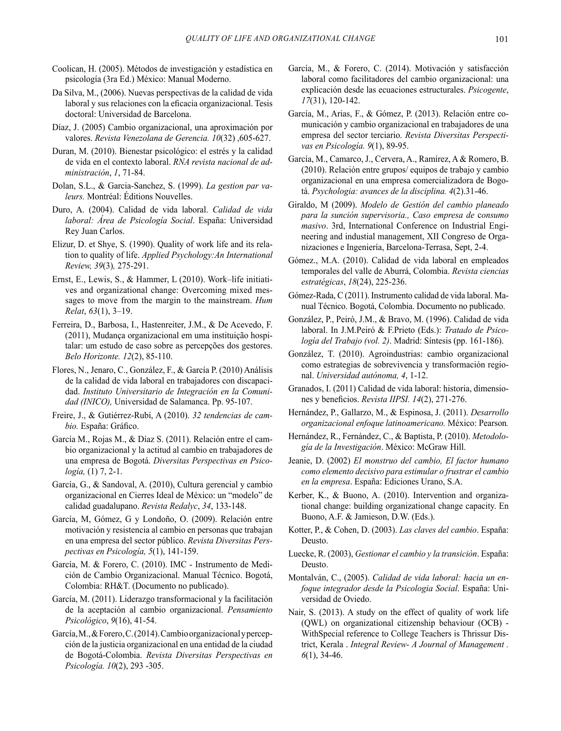Coolican, H. (2005). Métodos de investigación y estadística en psicología (3ra Ed.) México: Manual Moderno.

Da Silva, M., (2006). Nuevas perspectivas de la calidad de vida laboral y sus relaciones con la eficacia organizacional. Tesis doctoral: Universidad de Barcelona.

Díaz, J. (2005) Cambio organizacional, una aproximación por valores. *Revista Venezolana de Gerencia. 10*(32) ,605-627.

Duran, M. (2010). Bienestar psicológico: el estrés y la calidad de vida en el contexto laboral. *RNA revista nacional de administración*, *1*, 71-84.

Dolan, S.L., & Garcia-Sanchez, S. (1999). *La gestion par valeurs.* Montréal: Éditions Nouvelles.

Duro, A. (2004). Calidad de vida laboral. *Calidad de vida laboral: Área de Psicología Social*. España: Universidad Rey Juan Carlos.

Elizur, D. et Shye, S. (1990). Quality of work life and its relation to quality of life. *Applied Psychology:An International Review, 39*(3)*,* 275-291.

Ernst, E., Lewis, S., & Hammer, L (2010). Work–life initiatives and organizational change: Overcoming mixed messages to move from the margin to the mainstream. *Hum Relat*, *63*(1), 3–19.

Ferreira, D., Barbosa, I., Hastenreiter, J.M., & De Acevedo, F. (2011), Mudança organizacional em uma instituição hospitalar: um estudo de caso sobre as percepções dos gestores. *Belo Horizonte. 12*(2), 85-110.

Flores, N., Jenaro, C., González, F., & García P. (2010) Análisis de la calidad de vida laboral en trabajadores con discapacidad. *Instituto Universitario de Integración en la Comunidad (INICO),* Universidad de Salamanca. Pp. 95-107.

Freire, J., & Gutiérrez-Rubí, A (2010). *32 tendencias de cambio.* España: Gráfico.

García M., Rojas M., & Díaz S. (2011). Relación entre el cambio organizacional y la actitud al cambio en trabajadores de una empresa de Bogotá. *Diversitas Perspectivas en Psicología,* (1) 7, 2-1.

García, G., & Sandoval, A. (2010), Cultura gerencial y cambio organizacional en Cierres Ideal de México: un "modelo" de calidad guadalupano. *Revista Redalyc*, *34*, 133-148.

García, M, Gómez, G y Londoño, O. (2009). Relación entre motivación y resistencia al cambio en personas que trabajan en una empresa del sector público. *Revista Diversitas Perspectivas en Psicología, 5*(1), 141-159.

García, M. & Forero, C. (2010). IMC - Instrumento de Medición de Cambio Organizacional. Manual Técnico. Bogotá, Colombia: RH&T. (Documento no publicado).

García, M. (2011). Liderazgo transformacional y la facilitación de la aceptación al cambio organizacional. *Pensamiento Psicológico*, *9*(16), 41-54.

García, M., & Forero, C. (2014). Cambio organizacional y percepción de la justicia organizacional en una entidad de la ciudad de Bogotá-Colombia. *Revista Diversitas Perspectivas en Psicología. 10*(2), 293 -305.

García, M., & Forero, C. (2014). Motivación y satisfacción laboral como facilitadores del cambio organizacional: una explicación desde las ecuaciones estructurales. *Psicogente*, *17*(31), 120-142.

García, M., Arias, F., & Gómez, P. (2013). Relación entre comunicación y cambio organizacional en trabajadores de una empresa del sector terciario. *Revista Diversitas Perspectivas en Psicología. 9*(1), 89-95.

García, M., Camarco, J., Cervera, A., Ramírez, A & Romero, B. (2010). Relación entre grupos/ equipos de trabajo y cambio organizacional en una empresa comercializadora de Bogotá. *Psychologia: avances de la disciplina. 4*(2).31-46.

Giraldo, M (2009). *Modelo de Gestión del cambio planeado para la sunción supervisoria., Caso empresa de* consumo *masivo*. 3rd, International Conference on Industrial Engineering and industial management, XII Congreso de Organizaciones e Ingeniería, Barcelona-Terrasa, Sept, 2-4.

Gómez., M.A. (2010). Calidad de vida laboral en empleados temporales del valle de Aburrá, Colombia. *Revista ciencias estratégicas*, *18*(24), 225-236.

Gómez-Rada, C (2011). Instrumento calidad de vida laboral. Manual Técnico. Bogotá, Colombia. Documento no publicado.

González, P., Peiró, J.M., & Bravo, M. (1996). Calidad de vida laboral. In J.M.Peiró & F.Prieto (Eds.): *Tratado de Psicología del Trabajo (vol. 2)*. Madrid: Síntesis (pp. 161-186).

González, T. (2010). Agroindustrias: cambio organizacional como estrategias de sobrevivencia y transformación regional. *Universidad autónoma, 4*, 1-12.

Granados, I. (2011) Calidad de vida laboral: historia, dimensiones y beneficios. *Revista IIPSI. 14*(2), 271-276.

Hernández, P., Gallarzo, M., & Espinosa, J. (2011). *Desarrollo organizacional enfoque latinoamericano.* México: Pearson*.*

Hernández, R., Fernández, C., & Baptista, P. (2010). *Metodología de la Investigación*. México: McGraw Hill.

Jeanie, D. (2002) *El monstruo del cambio, El factor humano como elemento decisivo para estimular o frustrar el cambio en la empresa*. España: Ediciones Urano, S.A.

Kerber, K., & Buono, A. (2010). Intervention and organizational change: building organizational change capacity. En Buono, A.F. & Jamieson, D.W. (Eds.).

Kotter, P., & Cohen, D. (2003). *Las claves del cambio*. España: Deusto.

Luecke, R. (2003), *Gestionar el cambio y la transición*. España: Deusto.

Montalván, C., (2005). *Calidad de vida laboral: hacia un enfoque integrador desde la Psicologia Social*. España: Universidad de Oviedo.

Nair, S. (2013). A study on the effect of quality of work life (QWL) on organizational citizenship behaviour (OCB) - WithSpecial reference to College Teachers is Thrissur District, Kerala . *Integral Review- A Journal of Management . 6*(1), 34-46.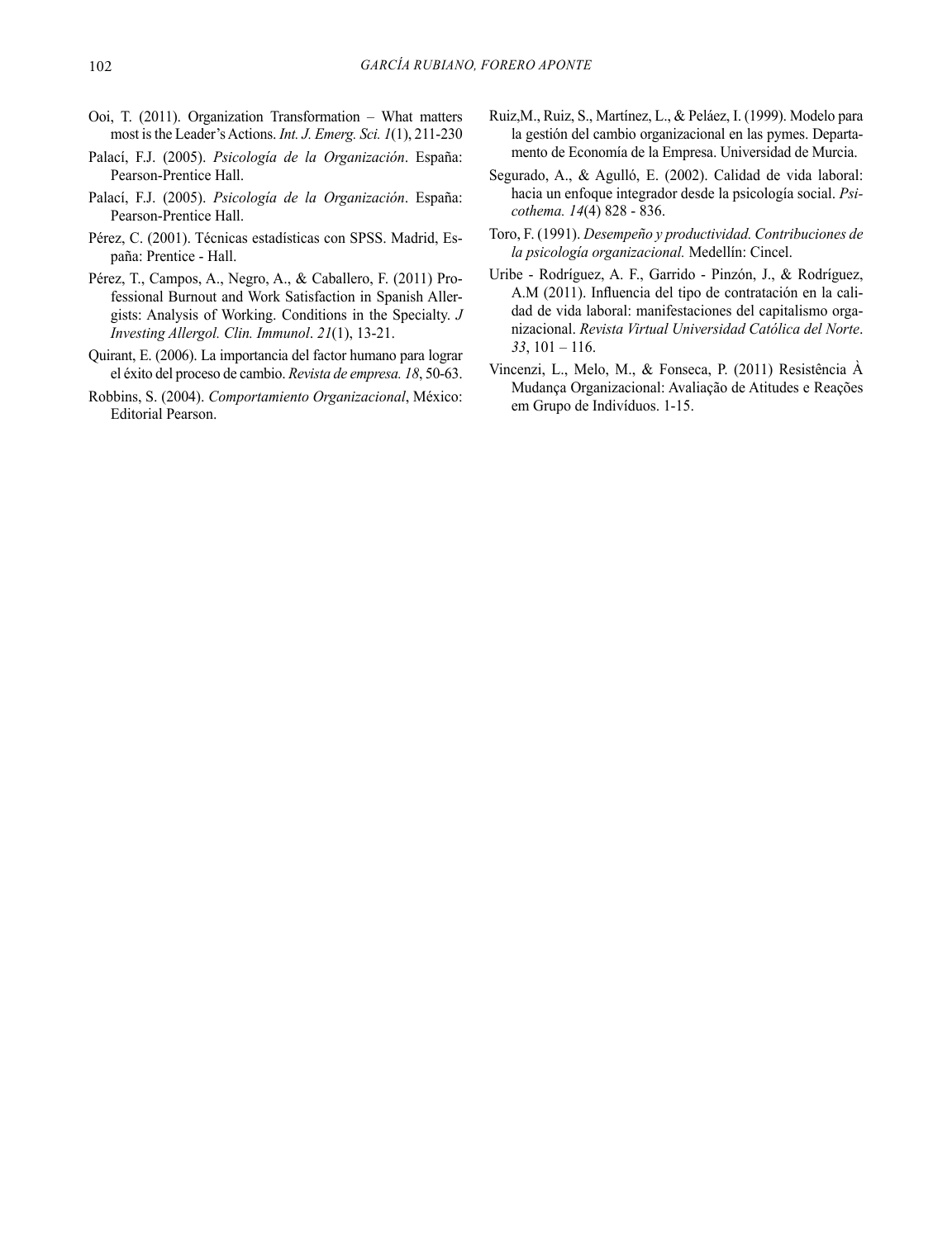Ooi, T. (2011). Organization Transformation – What matters most is the Leader's Actions. *Int. J. Emerg. Sci. 1*(1), 211-230

Palací, F.J. (2005). *Psicología de la Organización*. España: Pearson-Prentice Hall.

Palací, F.J. (2005). *Psicología de la Organización*. España: Pearson-Prentice Hall.

Pérez, C. (2001). Técnicas estadísticas con SPSS. Madrid, España: Prentice - Hall.

Pérez, T., Campos, A., Negro, A., & Caballero, F. (2011) Professional Burnout and Work Satisfaction in Spanish Allergists: Analysis of Working. Conditions in the Specialty. *J Investing Allergol. Clin. Immunol*. *21*(1), 13-21.

Quirant, E. (2006). La importancia del factor humano para lograr el éxito del proceso de cambio. *Revista de empresa. 18*, 50-63.

Robbins, S. (2004). *Comportamiento Organizacional*, México: Editorial Pearson.

Ruiz,M., Ruiz, S., Martínez, L., & Peláez, I. (1999). Modelo para la gestión del cambio organizacional en las pymes. Departamento de Economía de la Empresa. Universidad de Murcia.

Segurado, A., & Agulló, E. (2002). Calidad de vida laboral: hacia un enfoque integrador desde la psicología social. *Psicothema. 14*(4) 828 - 836.

Toro, F. (1991). *Desempeño y productividad. Contribuciones de la psicología organizacional.* Medellín: Cincel.

Uribe - Rodríguez, A. F., Garrido - Pinzón, J., & Rodríguez, A.M (2011). Influencia del tipo de contratación en la calidad de vida laboral: manifestaciones del capitalismo organizacional. *Revista Virtual Universidad Católica del Norte*. *33*, 101 – 116.

Vincenzi, L., Melo, M., & Fonseca, P. (2011) Resistência À Mudança Organizacional: Avaliação de Atitudes e Reações em Grupo de Indivíduos. 1-15.